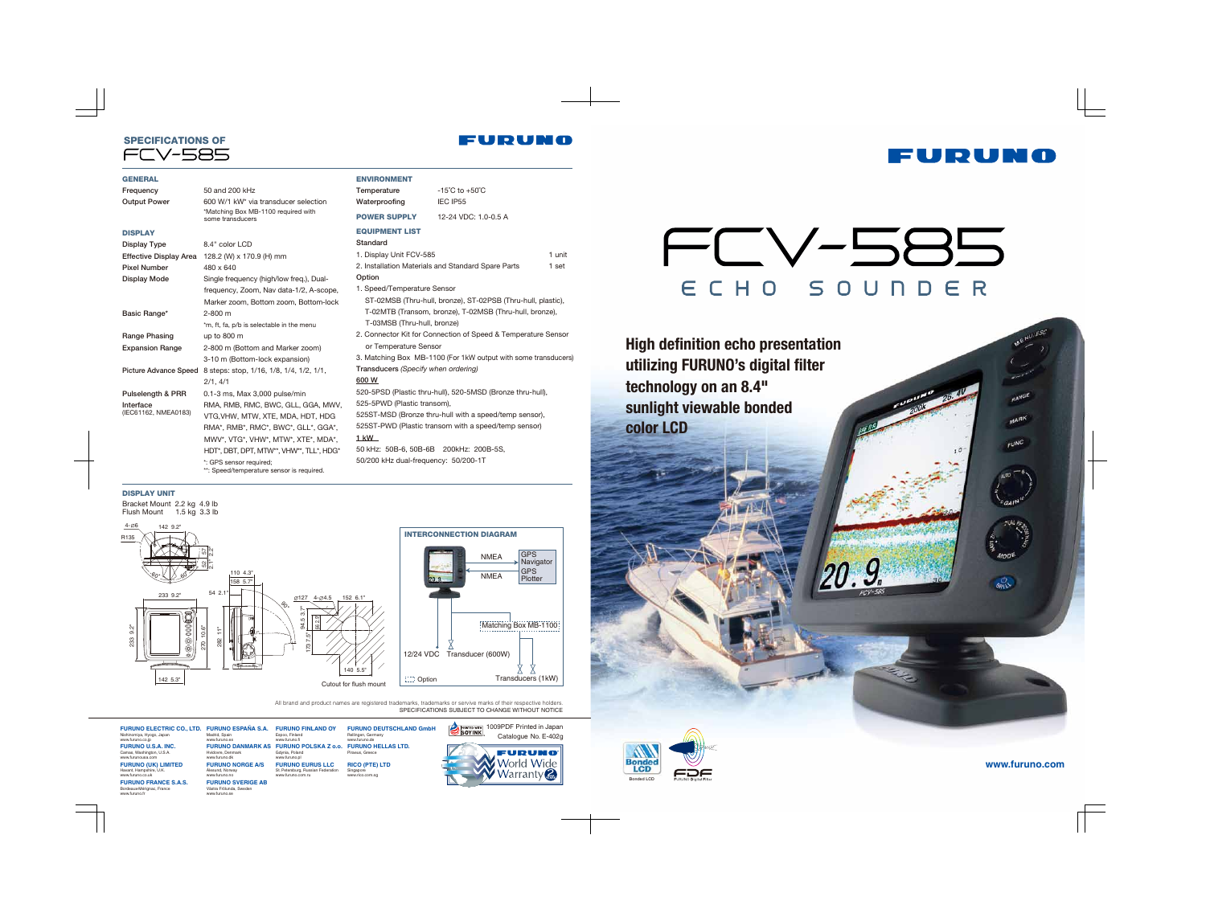## SPECIFICATIONS OF FCV-585

FURUNO

### GENERAL

| | |
|---|---|
| Frequency | 50 and 200 kHz |
| Output Power | 600 W/1 kW* via transducer selection<br>*Matching Box MB-1100 required with some transducers |

### DISPLAY

| | |
|---|---|
| Display Type | 8.4" color LCD |
| Effective Display Area | 128.2 (W) x 170.9 (H) mm |
| Pixel Number | 480 x 640 |
| Display Mode | Single frequency (high/low freq.), Dual-frequency, Zoom, Nav data-1/2, A-scope, Marker zoom, Bottom zoom, Bottom-lock |
| Basic Range* | 2-800 m<br>*m, ft, fa, p/b is selectable in the menu |
| Range Phasing | up to 800 m |
| Expansion Range | 2-800 m (Bottom and Marker zoom)<br>3-10 m (Bottom-lock expansion) |
| Picture Advance Speed | 8 steps: stop, 1/16, 1/8, 1/4, 1/2, 1/1, 2/1, 4/1 |
| Pulselength & PRR | 0.1-3 ms, Max 3,000 pulse/min |
| Interface (IEC61162, NMEA0183) | RMA, RMB, RMC, BWC, GLL, GGA, MWV, VTG, VHW, MTW, XTE, MDA, HDT, HDG RMA*, RMB*, RMC*, BWC*, GLL*, GGA*, MWV*, VTG*, VHW*, MTW*, XTE*, MDA*, HDT*, DBT, DPT, MTW**, VHW**, TLL*, HDG*<br>*: GPS sensor required;<br>**: Speed/temperature sensor is required. |

### ENVIRONMENT

| | |
|---|---|
| Temperature | -15°C to +50°C |
| Waterproofing | IEC IP55 |

### POWER SUPPLY

12-24 VDC: 1.0-0.5 A

### EQUIPMENT LIST

**Standard**

1. Display Unit FCV-585 — 1 unit
2. Installation Materials and Standard Spare Parts — 1 set

**Option**

1. Speed/Temperature Sensor
   ST-02MSB (Thru-hull, bronze), ST-02PSB (Thru-hull, plastic), T-02MTB (Transom, bronze), T-02MSB (Thru-hull, bronze), T-03MSB (Thru-hull, bronze)
2. Connector Kit for Connection of Speed & Temperature Sensor or Temperature Sensor
3. Matching Box MB-1100 (For 1kW output with some transducers)

**Transducers** *(Specify when ordering)*

600 W

520-5PSD (Plastic thru-hull), 520-5MSD (Bronze thru-hull), 525-5PWD (Plastic transom), 525ST-MSD (Bronze thru-hull with a speed/temp sensor), 525ST-PWD (Plastic transom with a speed/temp sensor)

1 kW

50 kHz: 50B-6, 50B-6B 200kHz: 200B-5S, 50/200 kHz dual-frequency: 50/200-1T

### DISPLAY UNIT

Bracket Mount 2.2 kg 4.9 lb
Flush Mount 1.5 kg 3.3 lb

Cutout for flush mount

### INTERCONNECTION DIAGRAM

NMEA — GPS Navigator
NMEA — GPS Plotter
Matching Box MB-1100
12/24 VDC Transducer (600W) Transducers (1kW)
Option

All brand and product names are registered trademarks, trademarks or service marks of their respective holders.
SPECIFICATIONS SUBJECT TO CHANGE WITHOUT NOTICE

**FURUNO ELECTRIC CO., LTD.** Nishinomiya, Hyogo, Japan www.furuno.co.jp
**FURUNO U.S.A. INC.** Camas, Washington, U.S.A. www.furunousa.com
**FURUNO (UK) LIMITED** Havant, Hampshire, U.K. www.furuno.co.uk
**FURUNO FRANCE S.A.S.** Bordeaux-Mérignac, France www.furuno.fr
**FURUNO ESPAÑA S.A.** Madrid, Spain www.furuno.es
**FURUNO DANMARK AS** Hvidovre, Denmark www.furuno.dk
**FURUNO NORGE A/S** Ålesund, Norway www.furuno.no
**FURUNO SVERIGE AB** Västra Frölunda, Sweden www.furuno.se
**FURUNO FINLAND OY** Espoo, Finland www.furuno.fi
**FURUNO POLSKA Z o.o.** Gdynia, Poland www.furuno.pl
**FURUNO EURUS LLC** St. Petersburg, Russian Federation www.furuno.com.ru
**FURUNO DEUTSCHLAND GmbH** Rellingen, Germany www.furuno.de
**FURUNO HELLAS LTD.** Piraeus, Greece
**RICO (PTE) LTD** Singapore www.rico.com.sg

1009PDF Printed in Japan
Catalogue No. E-402g

FURUNO World Wide Warranty 2

FURUNO

# FCV-585
## ECHO SOUNDER

**High definition echo presentation utilizing FURUNO's digital filter technology on an 8.4" sunlight viewable bonded color LCD**

Bonded LCD FURUNO Digital Filter

www.furuno.com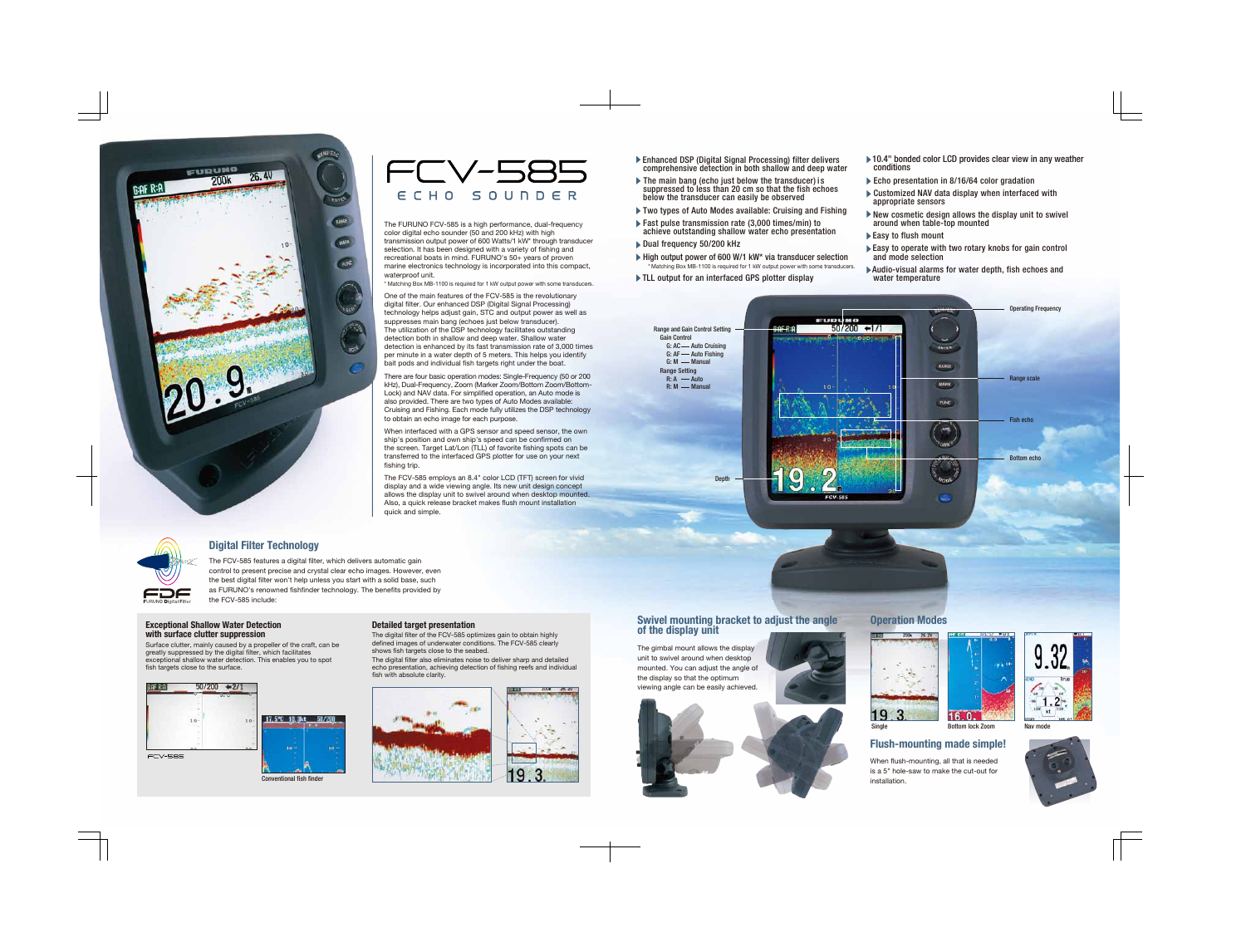# FCV-585

ECHO SOUNDER

The FURUNO FCV-585 is a high performance, dual-frequency color digital echo sounder (50 and 200 kHz) with high transmission output power of 600 Watts/1 kW* through transducer selection. It has been designed with a variety of fishing and recreational boats in mind. FURUNO's 50+ years of proven marine electronics technology is incorporated into this compact, waterproof unit.

* Matching Box MB-1100 is required for 1 kW output power with some transducers.

One of the main features of the FCV-585 is the revolutionary digital filter. Our enhanced DSP (Digital Signal Processing) technology helps adjust gain, STC and output power as well as suppresses main bang (echoes just below transducer). The utilization of the DSP technology facilitates outstanding detection both in shallow and deep water. Shallow water detection is enhanced by its fast transmission rate of 3,000 times per minute in a water depth of 5 meters. This helps you identify bait pods and individual fish targets right under the boat.

There are four basic operation modes: Single-Frequency (50 or 200 kHz), Dual-Frequency, Zoom (Marker Zoom/Bottom Zoom/Bottom-Lock) and NAV data. For simplified operation, an Auto mode is also provided. There are two types of Auto Modes available: Cruising and Fishing. Each mode fully utilizes the DSP technology to obtain an echo image for each purpose.

When interfaced with a GPS sensor and speed sensor, the own ship's position and own ship's speed can be confirmed on the screen. Target Lat/Lon (TLL) of favorite fishing spots can be transferred to the interfaced GPS plotter for use on your next fishing trip.

The FCV-585 employs an 8.4" color LCD (TFT) screen for vivid display and a wide viewing angle. Its new unit design concept allows the display unit to swivel around when desktop mounted. Also, a quick release bracket makes flush mount installation quick and simple.

- Enhanced DSP (Digital Signal Processing) filter delivers comprehensive detection in both shallow and deep water
- The main bang (echo just below the transducer) is suppressed to less than 20 cm so that the fish echoes below the transducer can easily be observed
- Two types of Auto Modes available: Cruising and Fishing
- Fast pulse transmission rate (3,000 times/min) to achieve outstanding shallow water echo presentation
- Dual frequency 50/200 kHz
- High output power of 600 W/1 kW* via transducer selection
  * Matching Box MB-1100 is required for 1 kW output power with some transducers.
- TLL output for an interfaced GPS plotter display
- 10.4" bonded color LCD provides clear view in any weather conditions
- Echo presentation in 8/16/64 color gradation
- Customized NAV data display when interfaced with appropriate sensors
- New cosmetic design allows the display unit to swivel around when table-top mounted
- Easy to flush mount
- Easy to operate with two rotary knobs for gain control and mode selection
- Audio-visual alarms for water depth, fish echoes and water temperature

Range and Gain Control Setting
Gain Control
G: AC — Auto Cruising
G: AF — Auto Fishing
G: M — Manual
Range Setting
R: A — Auto
R: M — Manual

Depth

Operating Frequency

Range scale

Fish echo

Bottom echo

## Digital Filter Technology

FDF
FURUNO Digital Filter

The FCV-585 features a digital filter, which delivers automatic gain control to present precise and crystal clear echo images. However, even the best digital filter won't help unless you start with a solid base, such as FURUNO's renowned fishfinder technology. The benefits provided by the FCV-585 include:

### Exceptional Shallow Water Detection with surface clutter suppression

Surface clutter, mainly caused by a propeller of the craft, can be greatly suppressed by the digital filter, which facilitates exceptional shallow water detection. This enables you to spot fish targets close to the surface.

FCV-585

Conventional fish finder

### Detailed target presentation

The digital filter of the FCV-585 optimizes gain to obtain highly defined images of underwater conditions. The FCV-585 clearly shows fish targets close to the seabed.

The digital filter also eliminates noise to deliver sharp and detailed echo presentation, achieving detection of fishing reefs and individual fish with absolute clarity.

## Swivel mounting bracket to adjust the angle of the display unit

The gimbal mount allows the display unit to swivel around when desktop mounted. You can adjust the angle of the display so that the optimum viewing angle can be easily achieved.

## Operation Modes

Single

Bottom lock Zoom

Nav mode

## Flush-mounting made simple!

When flush-mounting, all that is needed is a 5" hole-saw to make the cut-out for installation.